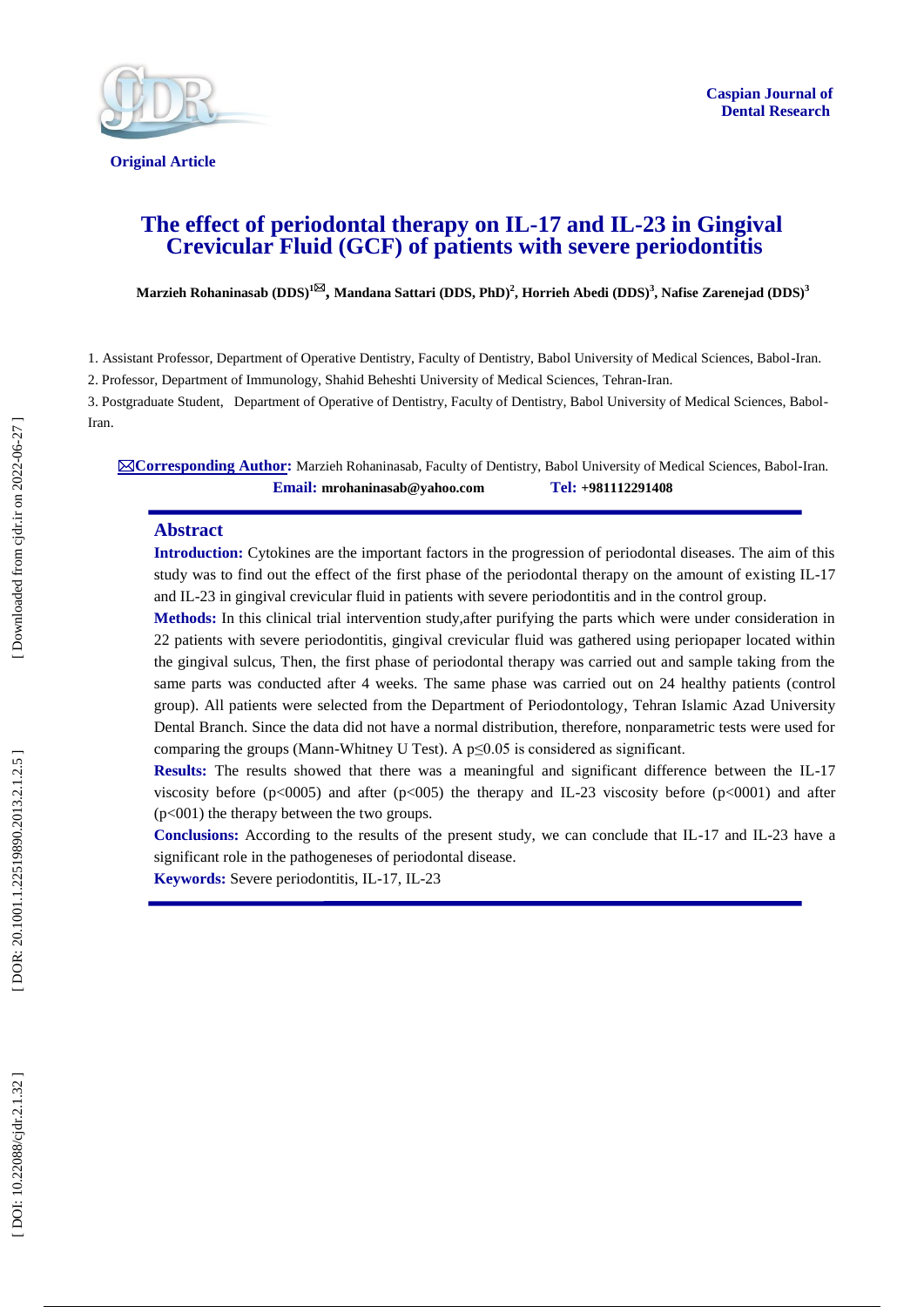Caspian Journal of Dental Research

Original Article

# The effect of periodontal therapy on IL-17 and IL-23 in Gingival Crevicular Fluid (GCF) of patients with severe periodontitis

**Marzieh Rohaninasab (DDS)[1]✉, Mandana Sattari (DDS, PhD)[2], Horrieh Abedi (DDS)[3], Nafise Zarenejad (DDS)[3]**

1. Assistant Professor, Department of Operative Dentistry, Faculty of Dentistry, Babol University of Medical Sciences, Babol-Iran.
2. Professor, Department of Immunology, Shahid Beheshti University of Medical Sciences, Tehran-Iran.
3. Postgraduate Student, Department of Operative of Dentistry, Faculty of Dentistry, Babol University of Medical Sciences, Babol-Iran.

✉**Corresponding Author:** Marzieh Rohaninasab, Faculty of Dentistry, Babol University of Medical Sciences, Babol-Iran.
**Email:** mrohaninasab@yahoo.com **Tel:** +981112291408

## Abstract

**Introduction:** Cytokines are the important factors in the progression of periodontal diseases. The aim of this study was to find out the effect of the first phase of the periodontal therapy on the amount of existing IL-17 and IL-23 in gingival crevicular fluid in patients with severe periodontitis and in the control group.

**Methods:** In this clinical trial intervention study,after purifying the parts which were under consideration in 22 patients with severe periodontitis, gingival crevicular fluid was gathered using periopaper located within the gingival sulcus, Then, the first phase of periodontal therapy was carried out and sample taking from the same parts was conducted after 4 weeks. The same phase was carried out on 24 healthy patients (control group). All patients were selected from the Department of Periodontology, Tehran Islamic Azad University Dental Branch. Since the data did not have a normal distribution, therefore, nonparametric tests were used for comparing the groups (Mann-Whitney U Test). A $p \leq 0.05$ is considered as significant.

**Results:** The results showed that there was a meaningful and significant difference between the IL-17 viscosity before ($p<0005$) and after ($p<005$) the therapy and IL-23 viscosity before ($p<0001$) and after ($p<001$) the therapy between the two groups.

**Conclusions:** According to the results of the present study, we can conclude that IL-17 and IL-23 have a significant role in the pathogeneses of periodontal disease.

**Keywords:** Severe periodontitis, IL-17, IL-23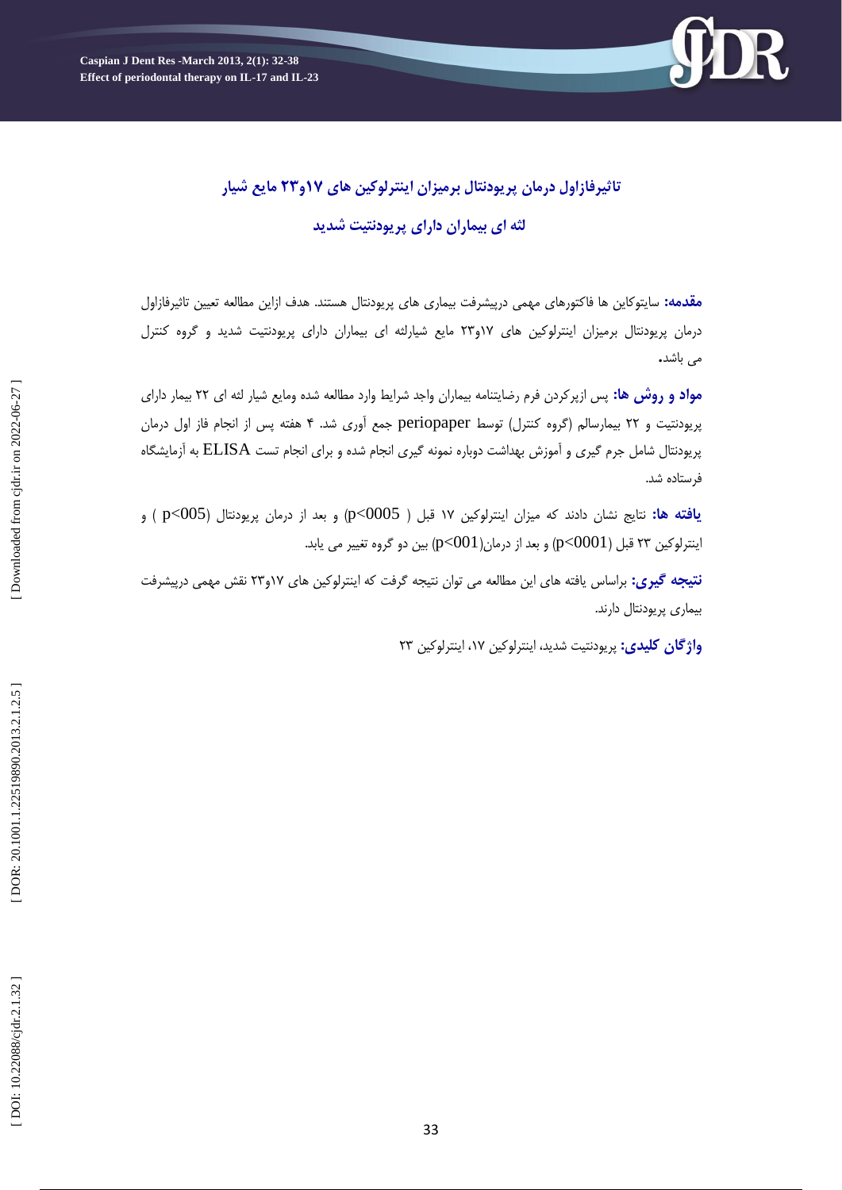# تاثیرفازاول درمان پریودنتال برمیزان اینترلوکین های ۱۷و۲۳ مایع شیار لثه ای بیماران دارای پریودنتیت شدید

**مقدمه:** سایتوکاین ها فاکتورهای مهمی درپیشرفت بیماری های پریودنتال هستند. هدف ازاین مطالعه تعیین تاثیرفازاول درمان پریودنتال برمیزان اینترلوکین های ۱۷و۲۳ مایع شیارلثه ای بیماران دارای پریودنتیت شدید و گروه کنترل می باشد.

**مواد و روش ها:** پس ازپرکردن فرم رضایتنامه بیماران واجد شرایط وارد مطالعه شده ومایع شیار لثه ای ۲۲ بیمار دارای پریودنتیت و ۲۲ بیمارسالم (گروه کنترل) توسط periopaper جمع آوری شد. ۴ هفته پس از انجام فاز اول درمان پریودنتال شامل جرم گیری و آموزش بهداشت دوباره نمونه گیری انجام شده و برای انجام تست ELISA به آزمایشگاه فرستاده شد.

**یافته ها:** نتایج نشان دادند که میزان اینترلوکین ۱۷ قبل ( $p<0005$) و بعد از درمان پریودنتال ($p<005$ ) و اینترلوکین ۲۳ قبل ($p<0001$) و بعد از درمان($p<001$) بین دو گروه تغییر می یابد.

**نتیجه گیری:** براساس یافته های این مطالعه می توان نتیجه گرفت که اینترلوکین های ۱۷و۲۳ نقش مهمی درپیشرفت بیماری پریودنتال دارند.

**واژگان کلیدی:** پریودنتیت شدید، اینترلوکین ۱۷، اینترلوکین ۲۳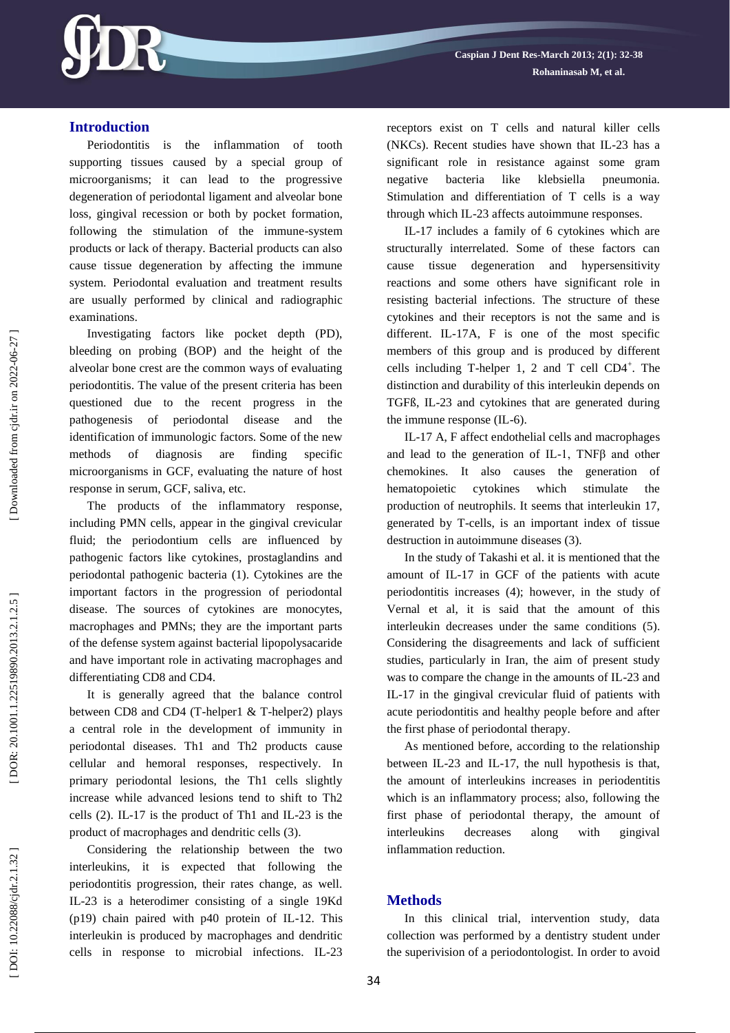## Introduction

Periodontitis is the inflammation of tooth supporting tissues caused by a special group of microorganisms; it can lead to the progressive degeneration of periodontal ligament and alveolar bone loss, gingival recession or both by pocket formation, following the stimulation of the immune-system products or lack of therapy. Bacterial products can also cause tissue degeneration by affecting the immune system. Periodontal evaluation and treatment results are usually performed by clinical and radiographic examinations.

Investigating factors like pocket depth (PD), bleeding on probing (BOP) and the height of the alveolar bone crest are the common ways of evaluating periodontitis. The value of the present criteria has been questioned due to the recent progress in the pathogenesis of periodontal disease and the identification of immunologic factors. Some of the new methods of diagnosis are finding specific microorganisms in GCF, evaluating the nature of host response in serum, GCF, saliva, etc.

The products of the inflammatory response, including PMN cells, appear in the gingival crevicular fluid; the periodontium cells are influenced by pathogenic factors like cytokines, prostaglandins and periodontal pathogenic bacteria (1). Cytokines are the important factors in the progression of periodontal disease. The sources of cytokines are monocytes, macrophages and PMNs; they are the important parts of the defense system against bacterial lipopolysacaride and have important role in activating macrophages and differentiating CD8 and CD4.

It is generally agreed that the balance control between CD8 and CD4 (T-helper1 & T-helper2) plays a central role in the development of immunity in periodontal diseases. Th1 and Th2 products cause cellular and hemoral responses, respectively. In primary periodontal lesions, the Th1 cells slightly increase while advanced lesions tend to shift to Th2 cells (2). IL-17 is the product of Th1 and IL-23 is the product of macrophages and dendritic cells (3).

Considering the relationship between the two interleukins, it is expected that following the periodontitis progression, their rates change, as well. IL-23 is a heterodimer consisting of a single 19Kd (p19) chain paired with p40 protein of IL-12. This interleukin is produced by macrophages and dendritic cells in response to microbial infections. IL-23 receptors exist on T cells and natural killer cells (NKCs). Recent studies have shown that IL-23 has a significant role in resistance against some gram negative bacteria like klebsiella pneumonia. Stimulation and differentiation of T cells is a way through which IL-23 affects autoimmune responses.

IL-17 includes a family of 6 cytokines which are structurally interrelated. Some of these factors can cause tissue degeneration and hypersensitivity reactions and some others have significant role in resisting bacterial infections. The structure of these cytokines and their receptors is not the same and is different. IL-17A, F is one of the most specific members of this group and is produced by different cells including T-helper 1, 2 and T cell $CD4^{+}$. The distinction and durability of this interleukin depends on TGFß, IL-23 and cytokines that are generated during the immune response (IL-6).

IL-17 A, F affect endothelial cells and macrophages and lead to the generation of IL-1, TNFβ and other chemokines. It also causes the generation of hematopoietic cytokines which stimulate the production of neutrophils. It seems that interleukin 17, generated by T-cells, is an important index of tissue destruction in autoimmune diseases (3).

In the study of Takashi et al. it is mentioned that the amount of IL-17 in GCF of the patients with acute periodontitis increases (4); however, in the study of Vernal et al, it is said that the amount of this interleukin decreases under the same conditions (5). Considering the disagreements and lack of sufficient studies, particularly in Iran, the aim of present study was to compare the change in the amounts of IL-23 and IL-17 in the gingival crevicular fluid of patients with acute periodontitis and healthy people before and after the first phase of periodontal therapy.

As mentioned before, according to the relationship between IL-23 and IL-17, the null hypothesis is that, the amount of interleukins increases in periodentitis which is an inflammatory process; also, following the first phase of periodontal therapy, the amount of interleukins decreases along with gingival inflammation reduction.

## Methods

In this clinical trial, intervention study, data collection was performed by a dentistry student under the superivision of a periodontologist. In order to avoid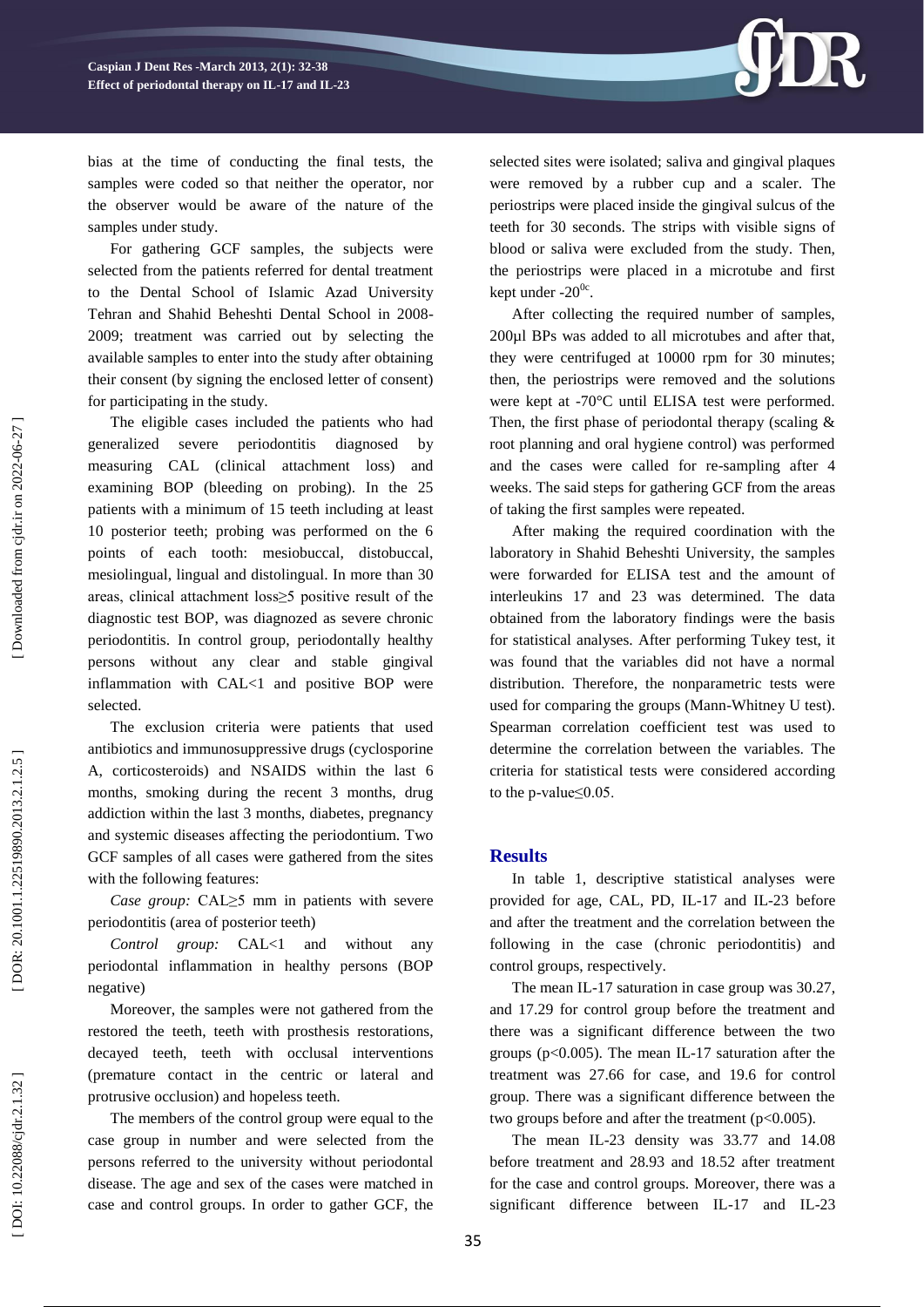bias at the time of conducting the final tests, the samples were coded so that neither the operator, nor the observer would be aware of the nature of the samples under study.

For gathering GCF samples, the subjects were selected from the patients referred for dental treatment to the Dental School of Islamic Azad University Tehran and Shahid Beheshti Dental School in 2008-2009; treatment was carried out by selecting the available samples to enter into the study after obtaining their consent (by signing the enclosed letter of consent) for participating in the study.

The eligible cases included the patients who had generalized severe periodontitis diagnosed by measuring CAL (clinical attachment loss) and examining BOP (bleeding on probing). In the 25 patients with a minimum of 15 teeth including at least 10 posterior teeth; probing was performed on the 6 points of each tooth: mesiobuccal, distobuccal, mesiolingual, lingual and distolingual. In more than 30 areas, clinical attachment loss≥5 positive result of the diagnostic test BOP, was diagnozed as severe chronic periodontitis. In control group, periodontally healthy persons without any clear and stable gingival inflammation with CAL<1 and positive BOP were selected.

The exclusion criteria were patients that used antibiotics and immunosuppressive drugs (cyclosporine A, corticosteroids) and NSAIDS within the last 6 months, smoking during the recent 3 months, drug addiction within the last 3 months, diabetes, pregnancy and systemic diseases affecting the periodontium. Two GCF samples of all cases were gathered from the sites with the following features:

*Case group:* CAL≥5 mm in patients with severe periodontitis (area of posterior teeth)

*Control group:* CAL<1 and without any periodontal inflammation in healthy persons (BOP negative)

Moreover, the samples were not gathered from the restored the teeth, teeth with prosthesis restorations, decayed teeth, teeth with occlusal interventions (premature contact in the centric or lateral and protrusive occlusion) and hopeless teeth.

The members of the control group were equal to the case group in number and were selected from the persons referred to the university without periodontal disease. The age and sex of the cases were matched in case and control groups. In order to gather GCF, the selected sites were isolated; saliva and gingival plaques were removed by a rubber cup and a scaler. The periostrips were placed inside the gingival sulcus of the teeth for 30 seconds. The strips with visible signs of blood or saliva were excluded from the study. Then, the periostrips were placed in a microtube and first kept under -20$^{0c}$.

After collecting the required number of samples, 200μl BPs was added to all microtubes and after that, they were centrifuged at 10000 rpm for 30 minutes; then, the periostrips were removed and the solutions were kept at -70°C until ELISA test were performed. Then, the first phase of periodontal therapy (scaling & root planning and oral hygiene control) was performed and the cases were called for re-sampling after 4 weeks. The said steps for gathering GCF from the areas of taking the first samples were repeated.

After making the required coordination with the laboratory in Shahid Beheshti University, the samples were forwarded for ELISA test and the amount of interleukins 17 and 23 was determined. The data obtained from the laboratory findings were the basis for statistical analyses. After performing Tukey test, it was found that the variables did not have a normal distribution. Therefore, the nonparametric tests were used for comparing the groups (Mann-Whitney U test). Spearman correlation coefficient test was used to determine the correlation between the variables. The criteria for statistical tests were considered according to the p-value≤0.05.

## Results

In table 1, descriptive statistical analyses were provided for age, CAL, PD, IL-17 and IL-23 before and after the treatment and the correlation between the following in the case (chronic periodontitis) and control groups, respectively.

The mean IL-17 saturation in case group was 30.27, and 17.29 for control group before the treatment and there was a significant difference between the two groups ($p<0.005$). The mean IL-17 saturation after the treatment was 27.66 for case, and 19.6 for control group. There was a significant difference between the two groups before and after the treatment ($p<0.005$).

The mean IL-23 density was 33.77 and 14.08 before treatment and 28.93 and 18.52 after treatment for the case and control groups. Moreover, there was a significant difference between IL-17 and IL-23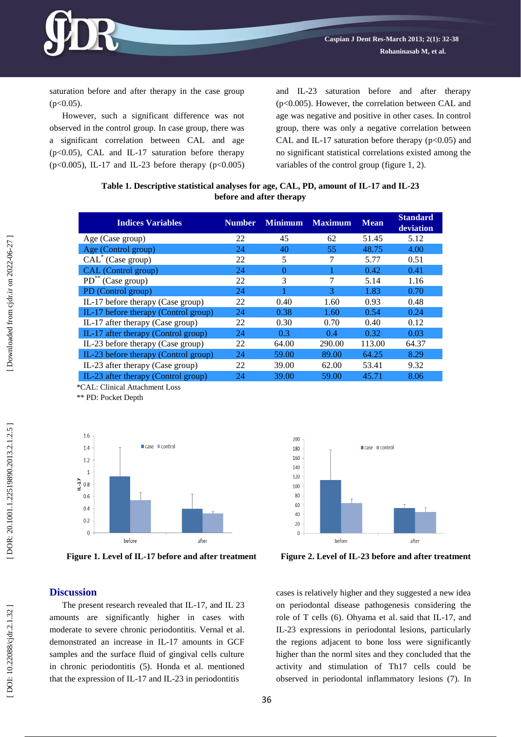saturation before and after therapy in the case group ($p<0.05$).

However, such a significant difference was not observed in the control group. In case group, there was a significant correlation between CAL and age ($p<0.05$), CAL and IL-17 saturation before therapy ($p<0.005$), IL-17 and IL-23 before therapy ($p<0.005$) and IL-23 saturation before and after therapy ($p<0.005$). However, the correlation between CAL and age was negative and positive in other cases. In control group, there was only a negative correlation between CAL and IL-17 saturation before therapy ($p<0.05$) and no significant statistical correlations existed among the variables of the control group (figure 1, 2).

**Table 1. Descriptive statistical analyses for age, CAL, PD, amount of IL-17 and IL-23 before and after therapy**

| Indices Variables | Number | Minimum | Maximum | Mean | Standard deviation |
|---|---|---|---|---|---|
| Age (Case group) | 22 | 45 | 62 | 51.45 | 5.12 |
| Age (Control group) | 24 | 40 | 55 | 48.75 | 4.00 |
| CAL* (Case group) | 22 | 5 | 7 | 5.77 | 0.51 |
| CAL (Control group) | 24 | 0 | 1 | 0.42 | 0.41 |
| PD** (Case group) | 22 | 3 | 7 | 5.14 | 1.16 |
| PD (Control group) | 24 | 1 | 3 | 1.83 | 0.70 |
| IL-17 before therapy (Case group) | 22 | 0.40 | 1.60 | 0.93 | 0.48 |
| IL-17 before therapy (Control group) | 24 | 0.38 | 1.60 | 0.54 | 0.24 |
| IL-17 after therapy (Case group) | 22 | 0.30 | 0.70 | 0.40 | 0.12 |
| IL-17 after therapy (Control group) | 24 | 0.3 | 0.4 | 0.32 | 0.03 |
| IL-23 before therapy (Case group) | 22 | 64.00 | 290.00 | 113.00 | 64.37 |
| IL-23 before therapy (Control group) | 24 | 59.00 | 89.00 | 64.25 | 8.29 |
| IL-23 after therapy (Case group) | 22 | 39.00 | 62.00 | 53.41 | 9.32 |
| IL-23 after therapy (Control group) | 24 | 39.00 | 59.00 | 45.71 | 8.06 |

*CAL: Clinical Attachment Loss

** PD: Pocket Depth

**Figure 1. Level of IL-17 before and after treatment**

**Figure 2. Level of IL-23 before and after treatment**

## Discussion

The present research revealed that IL-17, and IL 23 amounts are significantly higher in cases with moderate to severe chronic periodontitis. Vernal et al. demonstrated an increase in IL-17 amounts in GCF samples and the surface fluid of gingival cells culture in chronic periodontitis (5). Honda et al. mentioned that the expression of IL-17 and IL-23 in periodontitis cases is relatively higher and they suggested a new idea on periodontal disease pathogenesis considering the role of T cells (6). Ohyama et al. said that IL-17, and IL-23 expressions in periodontal lesions, particularly the regions adjacent to bone loss were significantly higher than the norml sites and they concluded that the activity and stimulation of Th17 cells could be observed in periodontal inflammatory lesions (7). In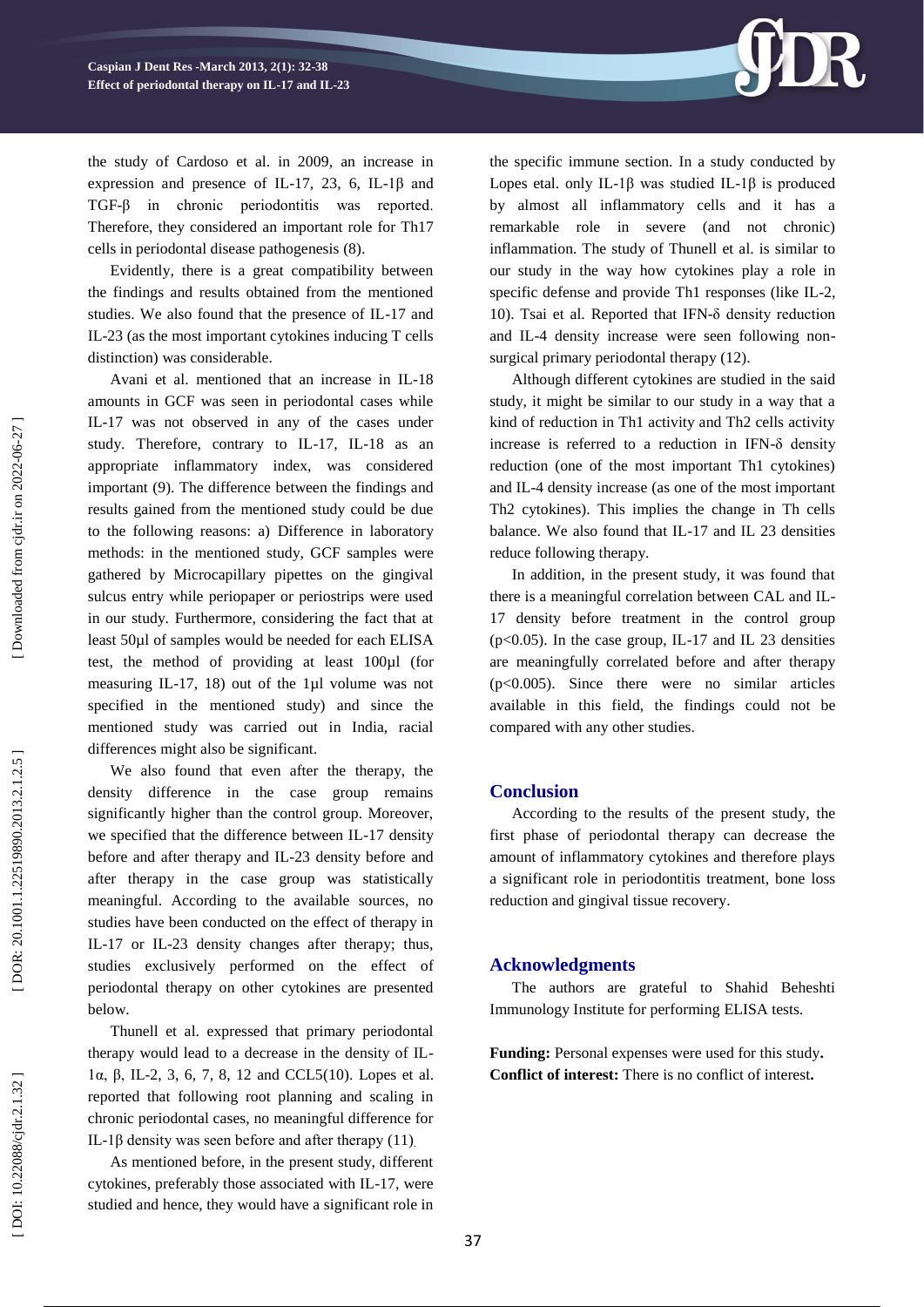the study of Cardoso et al. in 2009, an increase in expression and presence of IL-17, 23, 6, IL-1β and TGF-β in chronic periodontitis was reported. Therefore, they considered an important role for Th17 cells in periodontal disease pathogenesis (8).

Evidently, there is a great compatibility between the findings and results obtained from the mentioned studies. We also found that the presence of IL-17 and IL-23 (as the most important cytokines inducing T cells distinction) was considerable.

Avani et al. mentioned that an increase in IL-18 amounts in GCF was seen in periodontal cases while IL-17 was not observed in any of the cases under study. Therefore, contrary to IL-17, IL-18 as an appropriate inflammatory index, was considered important (9). The difference between the findings and results gained from the mentioned study could be due to the following reasons: a) Difference in laboratory methods: in the mentioned study, GCF samples were gathered by Microcapillary pipettes on the gingival sulcus entry while periopaper or periostrips were used in our study. Furthermore, considering the fact that at least 50µl of samples would be needed for each ELISA test, the method of providing at least 100µl (for measuring IL-17, 18) out of the 1µl volume was not specified in the mentioned study) and since the mentioned study was carried out in India, racial differences might also be significant.

We also found that even after the therapy, the density difference in the case group remains significantly higher than the control group. Moreover, we specified that the difference between IL-17 density before and after therapy and IL-23 density before and after therapy in the case group was statistically meaningful. According to the available sources, no studies have been conducted on the effect of therapy in IL-17 or IL-23 density changes after therapy; thus, studies exclusively performed on the effect of periodontal therapy on other cytokines are presented below.

Thunell et al. expressed that primary periodontal therapy would lead to a decrease in the density of IL-1α, β, IL-2, 3, 6, 7, 8, 12 and CCL5(10). Lopes et al. reported that following root planning and scaling in chronic periodontal cases, no meaningful difference for IL-1β density was seen before and after therapy (11).

As mentioned before, in the present study, different cytokines, preferably those associated with IL-17, were studied and hence, they would have a significant role in the specific immune section. In a study conducted by Lopes etal. only IL-1β was studied IL-1β is produced by almost all inflammatory cells and it has a remarkable role in severe (and not chronic) inflammation. The study of Thunell et al. is similar to our study in the way how cytokines play a role in specific defense and provide Th1 responses (like IL-2, 10). Tsai et al. Reported that IFN-δ density reduction and IL-4 density increase were seen following non-surgical primary periodontal therapy (12).

Although different cytokines are studied in the said study, it might be similar to our study in a way that a kind of reduction in Th1 activity and Th2 cells activity increase is referred to a reduction in IFN-δ density reduction (one of the most important Th1 cytokines) and IL-4 density increase (as one of the most important Th2 cytokines). This implies the change in Th cells balance. We also found that IL-17 and IL 23 densities reduce following therapy.

In addition, in the present study, it was found that there is a meaningful correlation between CAL and IL-17 density before treatment in the control group ($p<0.05$). In the case group, IL-17 and IL 23 densities are meaningfully correlated before and after therapy ($p<0.005$). Since there were no similar articles available in this field, the findings could not be compared with any other studies.

## Conclusion

According to the results of the present study, the first phase of periodontal therapy can decrease the amount of inflammatory cytokines and therefore plays a significant role in periodontitis treatment, bone loss reduction and gingival tissue recovery.

## Acknowledgments

The authors are grateful to Shahid Beheshti Immunology Institute for performing ELISA tests.

**Funding:** Personal expenses were used for this study**.**
**Conflict of interest:** There is no conflict of interest**.**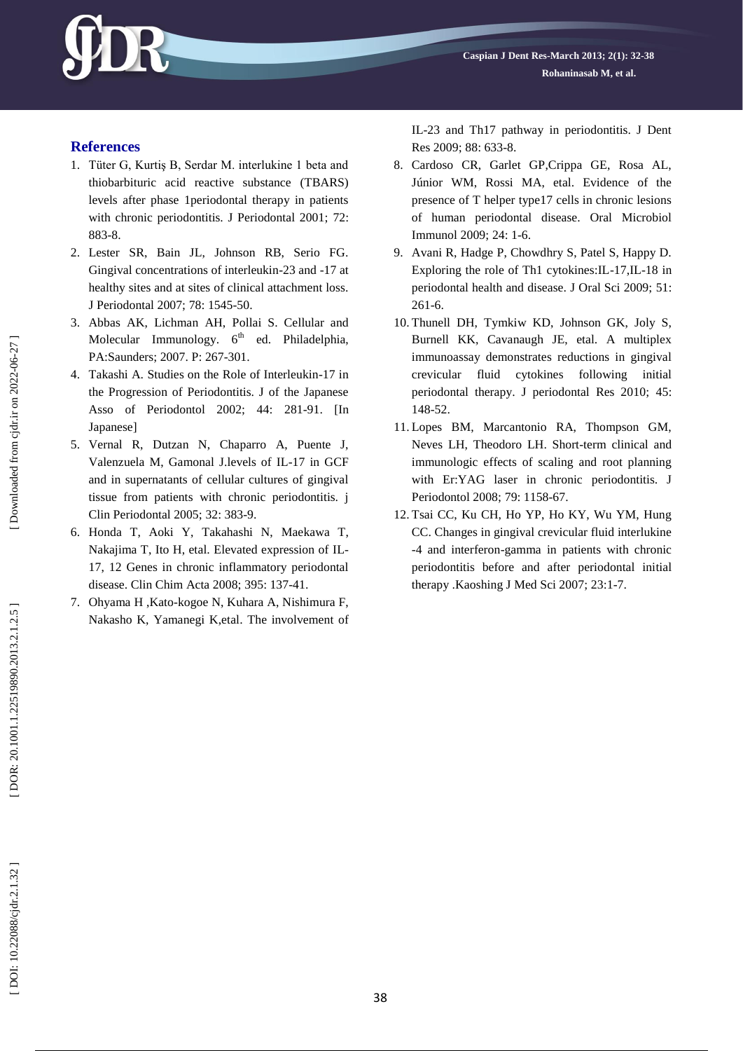## References

1. Tüter G, Kurtiş B, Serdar M. interlukine 1 beta and thiobarbituric acid reactive substance (TBARS) levels after phase 1periodontal therapy in patients with chronic periodontitis. J Periodontal 2001; 72: 883-8.
2. Lester SR, Bain JL, Johnson RB, Serio FG. Gingival concentrations of interleukin-23 and -17 at healthy sites and at sites of clinical attachment loss. J Periodontal 2007; 78: 1545-50.
3. Abbas AK, Lichman AH, Pollai S. Cellular and Molecular Immunology. 6th ed. Philadelphia, PA:Saunders; 2007. P: 267-301.
4. Takashi A. Studies on the Role of Interleukin-17 in the Progression of Periodontitis. J of the Japanese Asso of Periodontol 2002; 44: 281-91. [In Japanese]
5. Vernal R, Dutzan N, Chaparro A, Puente J, Valenzuela M, Gamonal J.levels of IL-17 in GCF and in supernatants of cellular cultures of gingival tissue from patients with chronic periodontitis. j Clin Periodontal 2005; 32: 383-9.
6. Honda T, Aoki Y, Takahashi N, Maekawa T, Nakajima T, Ito H, etal. Elevated expression of IL-17, 12 Genes in chronic inflammatory periodontal disease. Clin Chim Acta 2008; 395: 137-41.
7. Ohyama H ,Kato-kogoe N, Kuhara A, Nishimura F, Nakasho K, Yamanegi K,etal. The involvement of IL-23 and Th17 pathway in periodontitis. J Dent Res 2009; 88: 633-8.
8. Cardoso CR, Garlet GP,Crippa GE, Rosa AL, Júnior WM, Rossi MA, etal. Evidence of the presence of T helper type17 cells in chronic lesions of human periodontal disease. Oral Microbiol Immunol 2009; 24: 1-6.
9. Avani R, Hadge P, Chowdhry S, Patel S, Happy D. Exploring the role of Th1 cytokines:IL-17,IL-18 in periodontal health and disease. J Oral Sci 2009; 51: 261-6.
10. Thunell DH, Tymkiw KD, Johnson GK, Joly S, Burnell KK, Cavanaugh JE, etal. A multiplex immunoassay demonstrates reductions in gingival crevicular fluid cytokines following initial periodontal therapy. J periodontal Res 2010; 45: 148-52.
11. Lopes BM, Marcantonio RA, Thompson GM, Neves LH, Theodoro LH. Short-term clinical and immunologic effects of scaling and root planning with Er:YAG laser in chronic periodontitis. J Periodontol 2008; 79: 1158-67.
12. Tsai CC, Ku CH, Ho YP, Ho KY, Wu YM, Hung CC. Changes in gingival crevicular fluid interlukine -4 and interferon-gamma in patients with chronic periodontitis before and after periodontal initial therapy .Kaoshing J Med Sci 2007; 23:1-7.